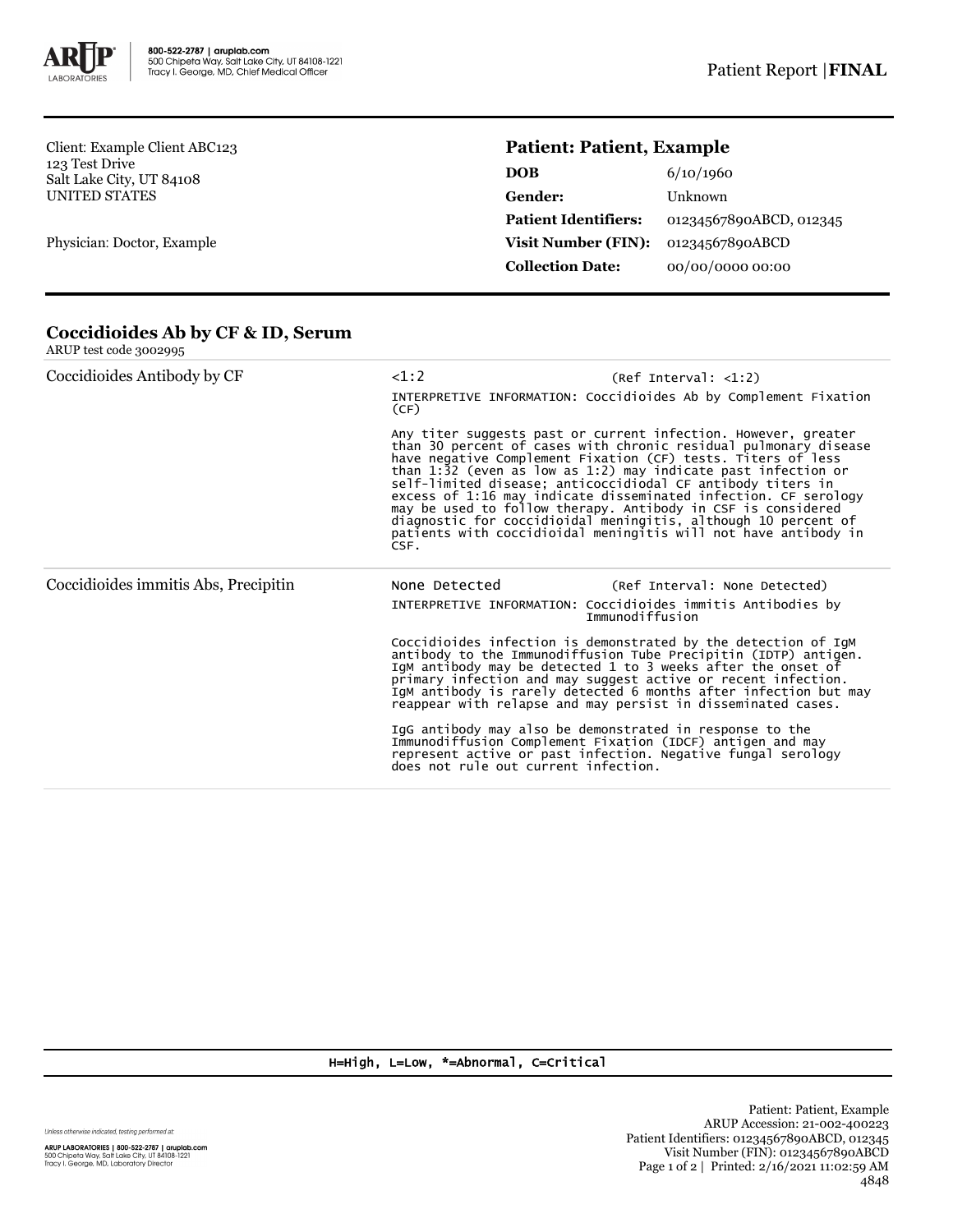800-522-2787 | aruplab.com
500 Chipeta Way, Salt Lake City, UT 84108-1221
Tracy I. George, MD, Chief Medical Officer

Patient Report | **FINAL**

Client: Example Client ABC123
123 Test Drive
Salt Lake City, UT 84108
UNITED STATES

Physician: Doctor, Example

**Patient: Patient, Example**

| | |
|---|---|
| **DOB** | 6/10/1960 |
| **Gender:** | Unknown |
| **Patient Identifiers:** | 01234567890ABCD, 012345 |
| **Visit Number (FIN):** | 01234567890ABCD |
| **Collection Date:** | 00/00/0000 00:00 |

## Coccidioides Ab by CF & ID, Serum

ARUP test code 3002995

| | |
|---|---|
| Coccidioides Antibody by CF | <1:2 (Ref Interval: <1:2)<br><br>INTERPRETIVE INFORMATION: Coccidioides Ab by Complement Fixation (CF)<br><br>Any titer suggests past or current infection. However, greater than 30 percent of cases with chronic residual pulmonary disease have negative Complement Fixation (CF) tests. Titers of less than 1:32 (even as low as 1:2) may indicate past infection or self-limited disease; anticoccidiodal CF antibody titers in excess of 1:16 may indicate disseminated infection. CF serology may be used to follow therapy. Antibody in CSF is considered diagnostic for coccidioidal meningitis, although 10 percent of patients with coccidioidal meningitis will not have antibody in CSF. |
| Coccidioides immitis Abs, Precipitin | None Detected (Ref Interval: None Detected)<br><br>INTERPRETIVE INFORMATION: Coccidioides immitis Antibodies by Immunodiffusion<br><br>Coccidioides infection is demonstrated by the detection of IgM antibody to the Immunodiffusion Tube Precipitin (IDTP) antigen. IgM antibody may be detected 1 to 3 weeks after the onset of primary infection and may suggest active or recent infection. IgM antibody is rarely detected 6 months after infection but may reappear with relapse and may persist in disseminated cases.<br><br>IgG antibody may also be demonstrated in response to the Immunodiffusion Complement Fixation (IDCF) antigen and may represent active or past infection. Negative fungal serology does not rule out current infection. |

H=High, L=Low, *=Abnormal, C=Critical

Unless otherwise indicated, testing performed at:

ARUP LABORATORIES | 800-522-2787 | aruplab.com
500 Chipeta Way, Salt Lake City, UT 84108-1221
Tracy I. George, MD, Laboratory Director

Patient: Patient, Example
ARUP Accession: 21-002-400223
Patient Identifiers: 01234567890ABCD, 012345
Visit Number (FIN): 01234567890ABCD
Printed: 2/16/2021 11:02:59 AM
4848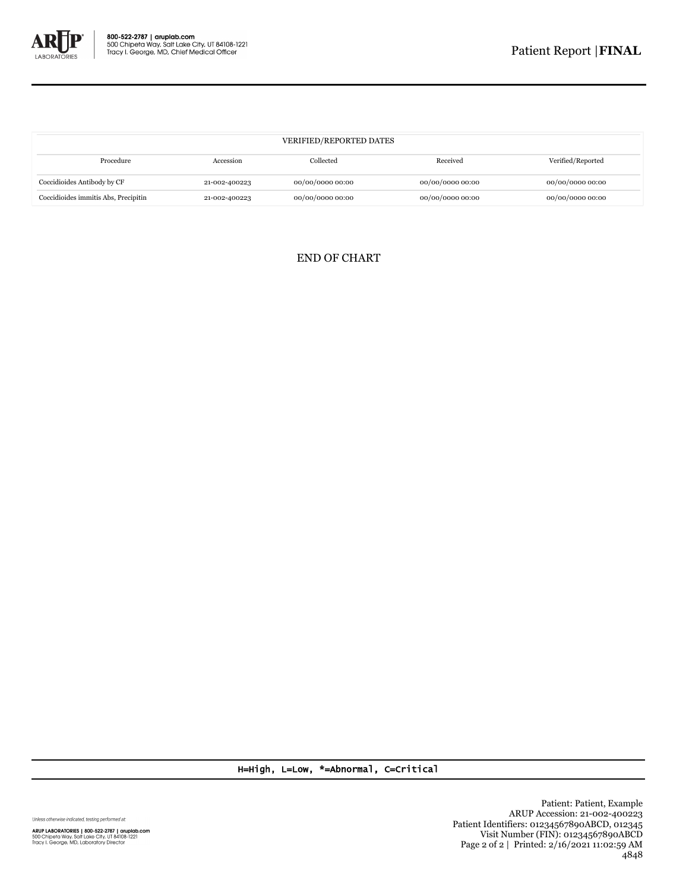| VERIFIED/REPORTED DATES | | | | |
|---|---|---|---|---|
| Procedure | Accession | Collected | Received | Verified/Reported |
| Coccidioides Antibody by CF | 21-002-400223 | 00/00/0000 00:00 | 00/00/0000 00:00 | 00/00/0000 00:00 |
| Coccidioides immitis Abs, Precipitin | 21-002-400223 | 00/00/0000 00:00 | 00/00/0000 00:00 | 00/00/0000 00:00 |

END OF CHART

H=High, L=Low, *=Abnormal, C=Critical

*Unless otherwise indicated, testing performed at:*

**ARUP LABORATORIES | 800-522-2787 | aruplab.com**
500 Chipeta Way, Salt Lake City, UT 84108-1221
Tracy I. George, MD, Laboratory Director

Patient: Patient, Example
ARUP Accession: 21-002-400223
Patient Identifiers: 01234567890ABCD, 012345
Visit Number (FIN): 01234567890ABCD
Printed: 2/16/2021 11:02:59 AM
4848